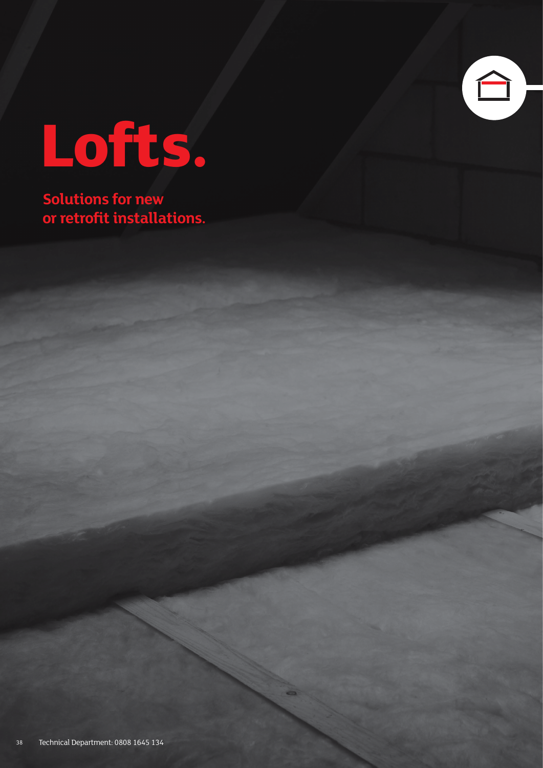# Lofts.

**Solutions for new or retrofit installations.**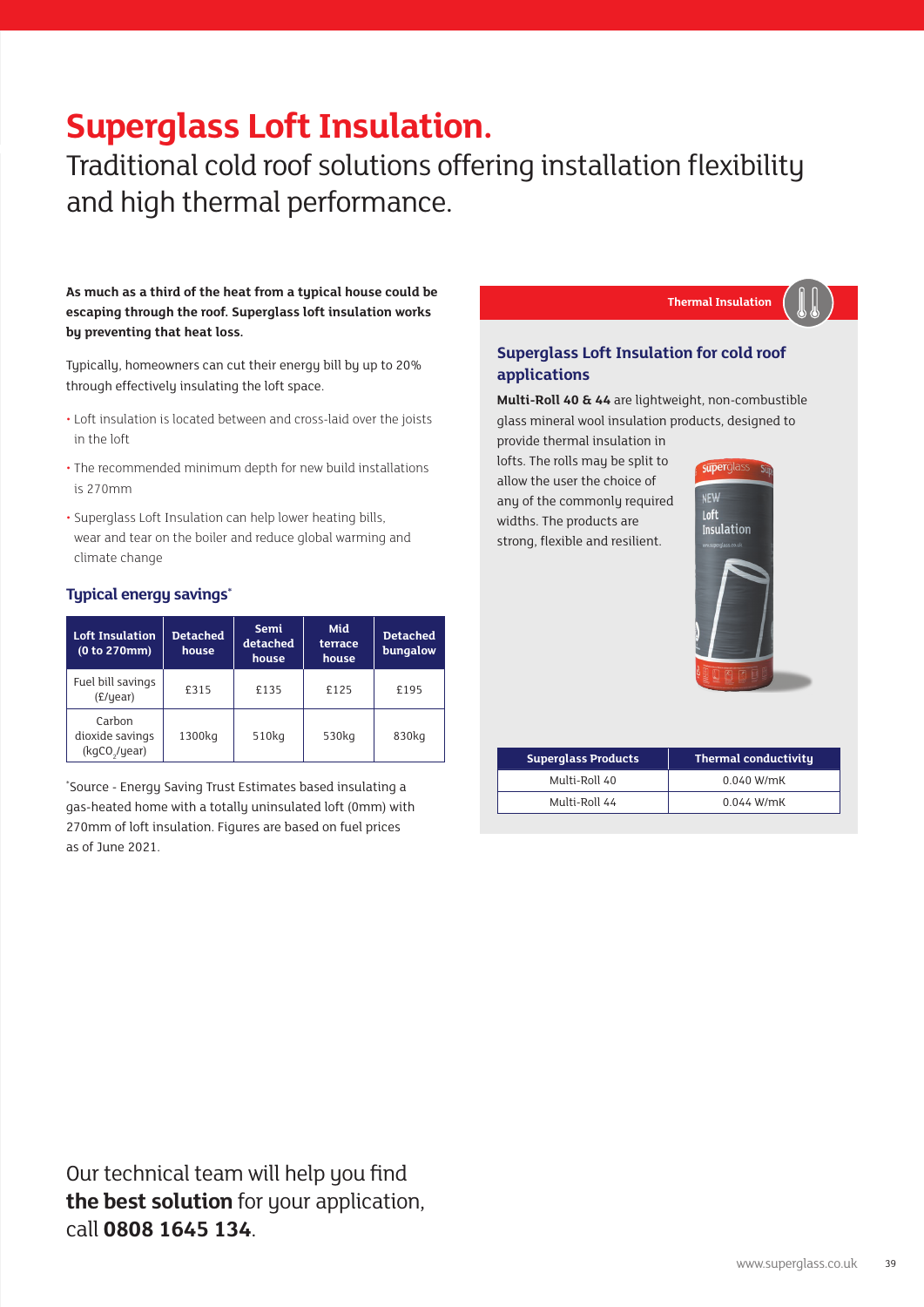# Superglass Loft Insulation.

Traditional cold roof solutions offering installation flexibility and high thermal performance.

**As much as a third of the heat from a typical house could be escaping through the roof. Superglass loft insulation works by preventing that heat loss.**

Typically, homeowners can cut their energy bill by up to 20% through effectively insulating the loft space.

- Loft insulation is located between and cross-laid over the joists in the loft
- The recommended minimum depth for new build installations is 270mm
- Superglass Loft Insulation can help lower heating bills, wear and tear on the boiler and reduce global warming and climate change

### Typical energy savings*

| Loft Insulation (0 to 270mm) | Detached house | Semi detached house | Mid terrace house | Detached bungalow |
|---|---|---|---|---|
| Fuel bill savings (£/year) | £315 | £135 | £125 | £195 |
| Carbon dioxide savings ($kgCO_2$/year) | 1300kg | 510kg | 530kg | 830kg |

*Source - Energy Saving Trust Estimates based insulating a gas-heated home with a totally uninsulated loft (0mm) with 270mm of loft insulation. Figures are based on fuel prices as of June 2021.

Thermal Insulation

### Superglass Loft Insulation for cold roof applications

**Multi-Roll 40 & 44** are lightweight, non-combustible glass mineral wool insulation products, designed to provide thermal insulation in lofts. The rolls may be split to allow the user the choice of any of the commonly required widths. The products are strong, flexible and resilient.

| Superglass Products | Thermal conductivity |
|---|---|
| Multi-Roll 40 | 0.040 W/mK |
| Multi-Roll 44 | 0.044 W/mK |

Our technical team will help you find **the best solution** for your application, call **0808 1645 134**.

www.superglass.co.uk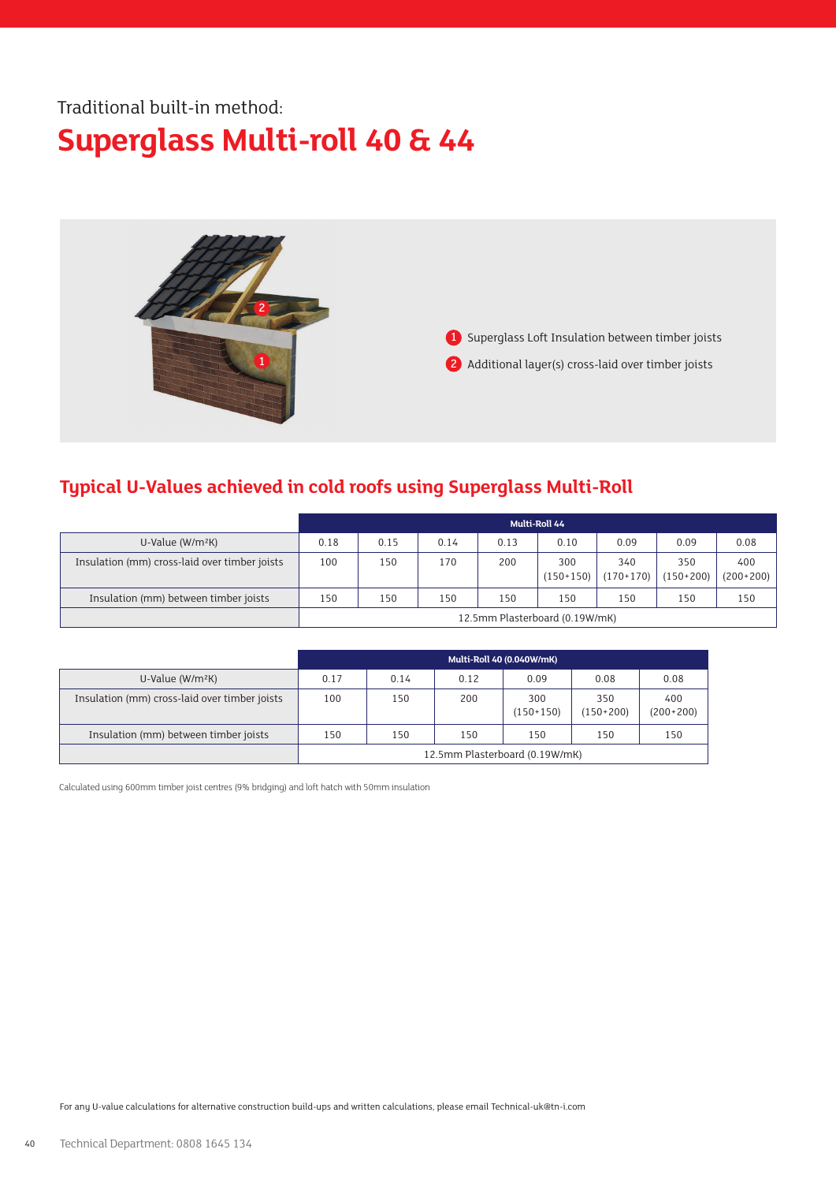Traditional built-in method:

# Superglass Multi-roll 40 & 44

1 Superglass Loft Insulation between timber joists

2 Additional layer(s) cross-laid over timber joists

## Typical U-Values achieved in cold roofs using Superglass Multi-Roll

| | Multi-Roll 44 | | | | | | | |
|---|---|---|---|---|---|---|---|---|
| U-Value (W/m²K) | 0.18 | 0.15 | 0.14 | 0.13 | 0.10 | 0.09 | 0.09 | 0.08 |
| Insulation (mm) cross-laid over timber joists | 100 | 150 | 170 | 200 | 300 (150+150) | 340 (170+170) | 350 (150+200) | 400 (200+200) |
| Insulation (mm) between timber joists | 150 | 150 | 150 | 150 | 150 | 150 | 150 | 150 |
| | 12.5mm Plasterboard (0.19W/mK) | | | | | | | |

| | Multi-Roll 40 (0.040W/mK) | | | | | |
|---|---|---|---|---|---|---|
| U-Value (W/m²K) | 0.17 | 0.14 | 0.12 | 0.09 | 0.08 | 0.08 |
| Insulation (mm) cross-laid over timber joists | 100 | 150 | 200 | 300 (150+150) | 350 (150+200) | 400 (200+200) |
| Insulation (mm) between timber joists | 150 | 150 | 150 | 150 | 150 | 150 |
| | 12.5mm Plasterboard (0.19W/mK) | | | | | |

Calculated using 600mm timber joist centres (9% bridging) and loft hatch with 50mm insulation

For any U-value calculations for alternative construction build-ups and written calculations, please email Technical-uk@tn-i.com

Technical Department: 0808 1645 134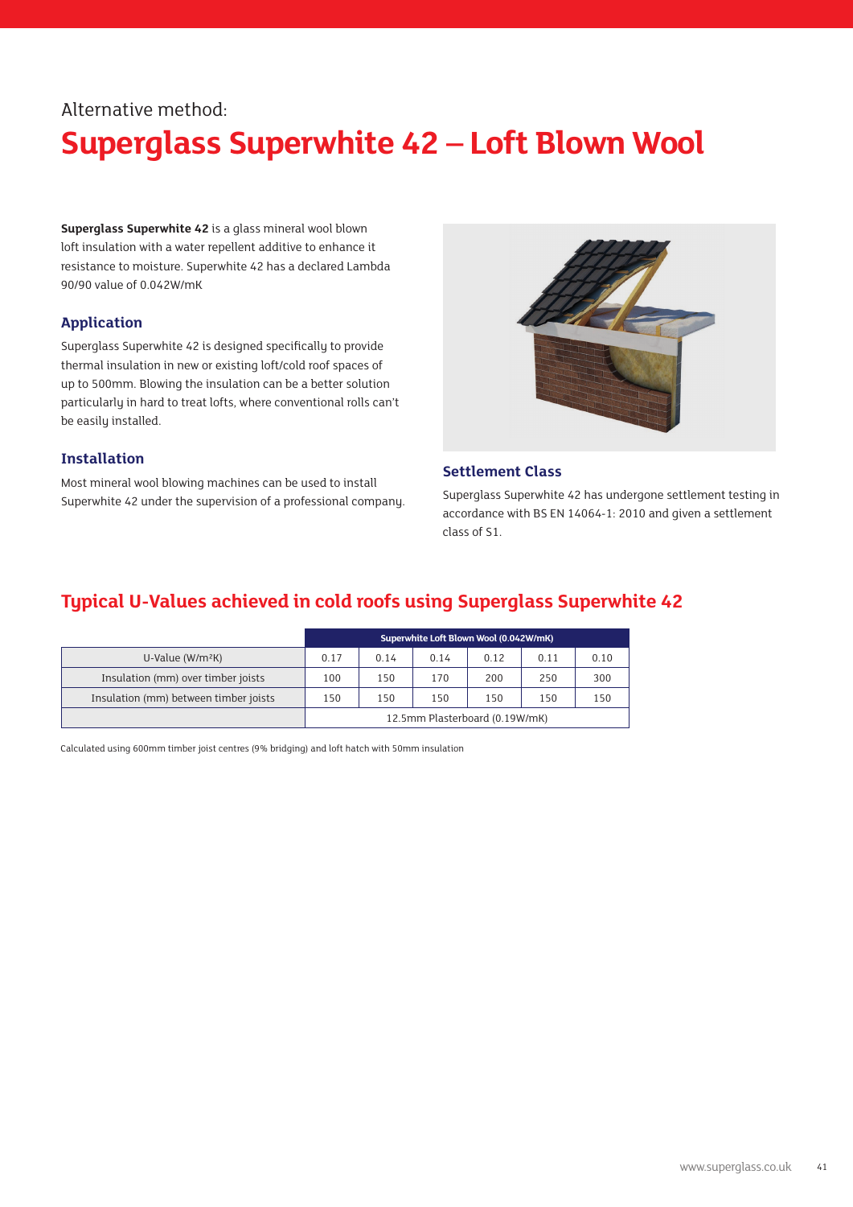Alternative method:

# Superglass Superwhite 42 – Loft Blown Wool

**Superglass Superwhite 42** is a glass mineral wool blown loft insulation with a water repellent additive to enhance it resistance to moisture. Superwhite 42 has a declared Lambda 90/90 value of 0.042W/mK

### Application

Superglass Superwhite 42 is designed specifically to provide thermal insulation in new or existing loft/cold roof spaces of up to 500mm. Blowing the insulation can be a better solution particularly in hard to treat lofts, where conventional rolls can't be easily installed.

### Installation

Most mineral wool blowing machines can be used to install Superwhite 42 under the supervision of a professional company.

### Settlement Class

Superglass Superwhite 42 has undergone settlement testing in accordance with BS EN 14064-1: 2010 and given a settlement class of S1.

## Typical U-Values achieved in cold roofs using Superglass Superwhite 42

| | Superwhite Loft Blown Wool (0.042W/mK) | | | | | |
|---|---|---|---|---|---|---|
| U-Value (W/m²K) | 0.17 | 0.14 | 0.14 | 0.12 | 0.11 | 0.10 |
| Insulation (mm) over timber joists | 100 | 150 | 170 | 200 | 250 | 300 |
| Insulation (mm) between timber joists | 150 | 150 | 150 | 150 | 150 | 150 |
| | 12.5mm Plasterboard (0.19W/mK) | | | | | |

Calculated using 600mm timber joist centres (9% bridging) and loft hatch with 50mm insulation